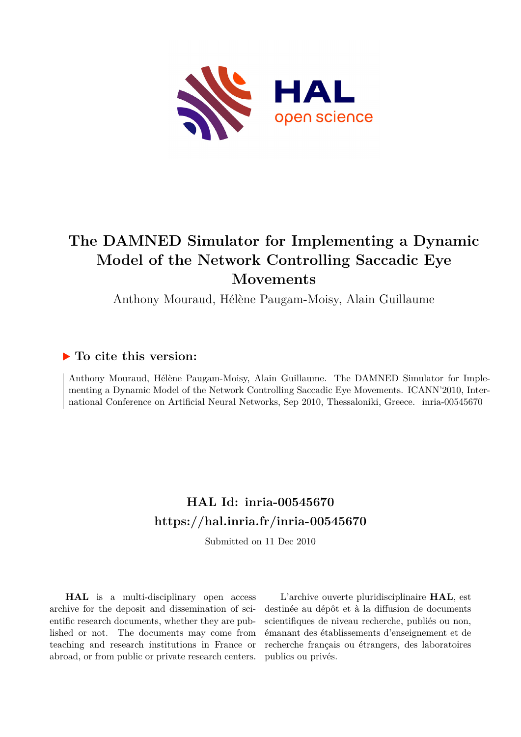# The DAMNED Simulator for Implementing a Dynamic Model of the Network Controlling Saccadic Eye Movements

Anthony Mouraud, Hélène Paugam-Moisy, Alain Guillaume

## ▶ To cite this version:

Anthony Mouraud, Hélène Paugam-Moisy, Alain Guillaume. The DAMNED Simulator for Implementing a Dynamic Model of the Network Controlling Saccadic Eye Movements. ICANN'2010, International Conference on Artificial Neural Networks, Sep 2010, Thessaloniki, Greece. inria-00545670

## HAL Id: inria-00545670
## https://hal.inria.fr/inria-00545670

Submitted on 11 Dec 2010

**HAL** is a multi-disciplinary open access archive for the deposit and dissemination of scientific research documents, whether they are published or not. The documents may come from teaching and research institutions in France or abroad, or from public or private research centers.

L'archive ouverte pluridisciplinaire **HAL**, est destinée au dépôt et à la diffusion de documents scientifiques de niveau recherche, publiés ou non, émanant des établissements d'enseignement et de recherche français ou étrangers, des laboratoires publics ou privés.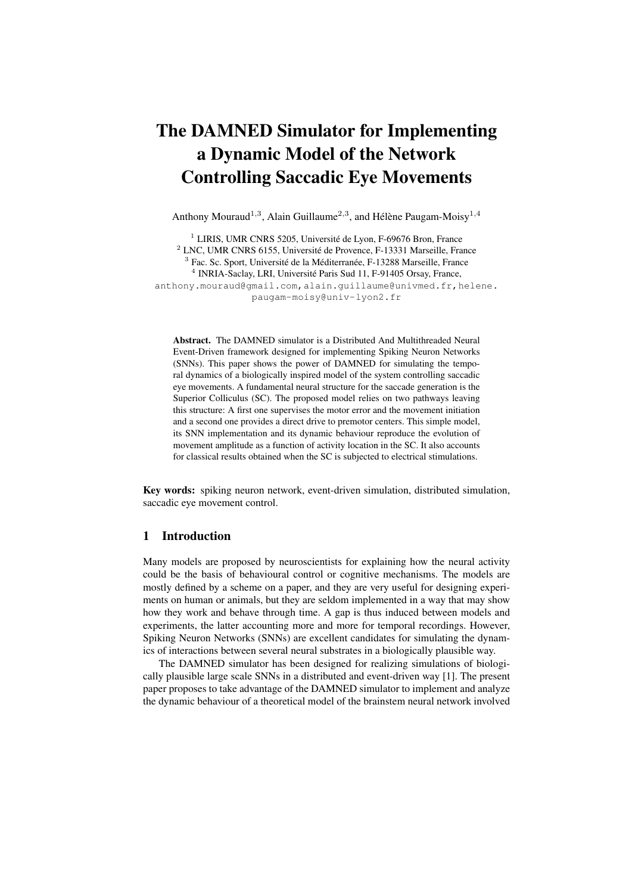# The DAMNED Simulator for Implementing a Dynamic Model of the Network Controlling Saccadic Eye Movements

Anthony Mouraud[1,3], Alain Guillaume[2,3], and Hélène Paugam-Moisy[1,4]

[1] LIRIS, UMR CNRS 5205, Université de Lyon, F-69676 Bron, France
[2] LNC, UMR CNRS 6155, Université de Provence, F-13331 Marseille, France
[3] Fac. Sc. Sport, Université de la Méditerranée, F-13288 Marseille, France
[4] INRIA-Saclay, LRI, Université Paris Sud 11, F-91405 Orsay, France,
anthony.mouraud@gmail.com, alain.guillaume@univmed.fr, helene.paugam-moisy@univ-lyon2.fr

**Abstract.** The DAMNED simulator is a Distributed And Multithreaded Neural Event-Driven framework designed for implementing Spiking Neuron Networks (SNNs). This paper shows the power of DAMNED for simulating the temporal dynamics of a biologically inspired model of the system controlling saccadic eye movements. A fundamental neural structure for the saccade generation is the Superior Colliculus (SC). The proposed model relies on two pathways leaving this structure: A first one supervises the motor error and the movement initiation and a second one provides a direct drive to premotor centers. This simple model, its SNN implementation and its dynamic behaviour reproduce the evolution of movement amplitude as a function of activity location in the SC. It also accounts for classical results obtained when the SC is subjected to electrical stimulations.

**Key words:** spiking neuron network, event-driven simulation, distributed simulation, saccadic eye movement control.

## 1 Introduction

Many models are proposed by neuroscientists for explaining how the neural activity could be the basis of behavioural control or cognitive mechanisms. The models are mostly defined by a scheme on a paper, and they are very useful for designing experiments on human or animals, but they are seldom implemented in a way that may show how they work and behave through time. A gap is thus induced between models and experiments, the latter accounting more and more for temporal recordings. However, Spiking Neuron Networks (SNNs) are excellent candidates for simulating the dynamics of interactions between several neural substrates in a biologically plausible way.

The DAMNED simulator has been designed for realizing simulations of biologically plausible large scale SNNs in a distributed and event-driven way [1]. The present paper proposes to take advantage of the DAMNED simulator to implement and analyze the dynamic behaviour of a theoretical model of the brainstem neural network involved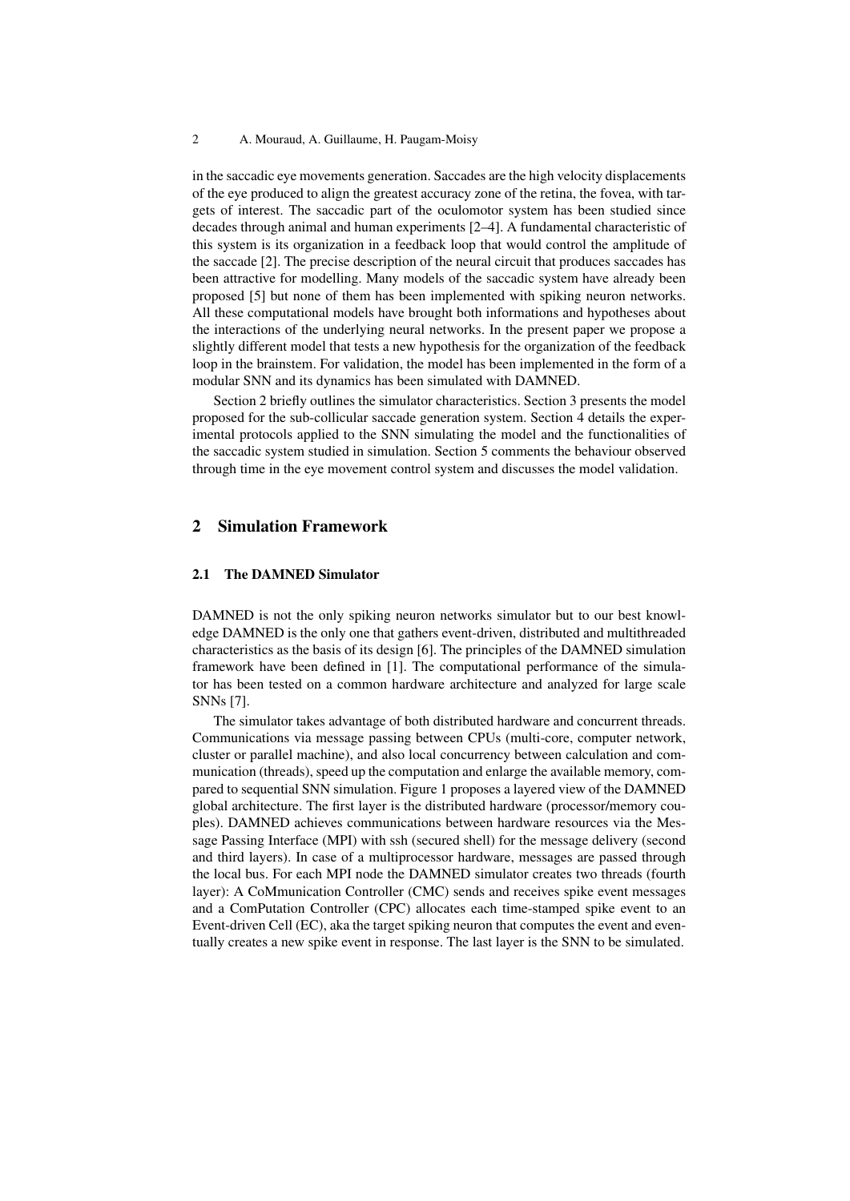in the saccadic eye movements generation. Saccades are the high velocity displacements of the eye produced to align the greatest accuracy zone of the retina, the fovea, with targets of interest. The saccadic part of the oculomotor system has been studied since decades through animal and human experiments [2–4]. A fundamental characteristic of this system is its organization in a feedback loop that would control the amplitude of the saccade [2]. The precise description of the neural circuit that produces saccades has been attractive for modelling. Many models of the saccadic system have already been proposed [5] but none of them has been implemented with spiking neuron networks. All these computational models have brought both informations and hypotheses about the interactions of the underlying neural networks. In the present paper we propose a slightly different model that tests a new hypothesis for the organization of the feedback loop in the brainstem. For validation, the model has been implemented in the form of a modular SNN and its dynamics has been simulated with DAMNED.

Section 2 briefly outlines the simulator characteristics. Section 3 presents the model proposed for the sub-collicular saccade generation system. Section 4 details the experimental protocols applied to the SNN simulating the model and the functionalities of the saccadic system studied in simulation. Section 5 comments the behaviour observed through time in the eye movement control system and discusses the model validation.

## 2 Simulation Framework

### 2.1 The DAMNED Simulator

DAMNED is not the only spiking neuron networks simulator but to our best knowledge DAMNED is the only one that gathers event-driven, distributed and multithreaded characteristics as the basis of its design [6]. The principles of the DAMNED simulation framework have been defined in [1]. The computational performance of the simulator has been tested on a common hardware architecture and analyzed for large scale SNNs [7].

The simulator takes advantage of both distributed hardware and concurrent threads. Communications via message passing between CPUs (multi-core, computer network, cluster or parallel machine), and also local concurrency between calculation and communication (threads), speed up the computation and enlarge the available memory, compared to sequential SNN simulation. Figure 1 proposes a layered view of the DAMNED global architecture. The first layer is the distributed hardware (processor/memory couples). DAMNED achieves communications between hardware resources via the Message Passing Interface (MPI) with ssh (secured shell) for the message delivery (second and third layers). In case of a multiprocessor hardware, messages are passed through the local bus. For each MPI node the DAMNED simulator creates two threads (fourth layer): A CoMmunication Controller (CMC) sends and receives spike event messages and a ComPutation Controller (CPC) allocates each time-stamped spike event to an Event-driven Cell (EC), aka the target spiking neuron that computes the event and eventually creates a new spike event in response. The last layer is the SNN to be simulated.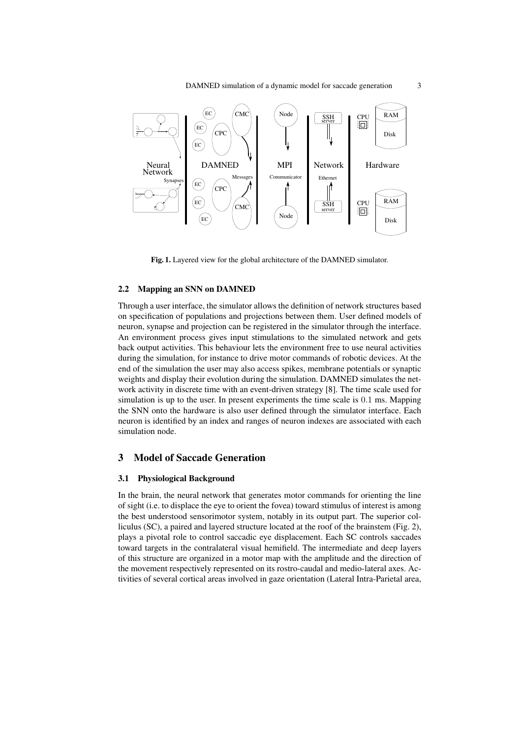Neural Network

Synapses

EC

EC

EC

CPC

CMC

DAMNED

Messages

EC

EC

EC

CPC

CMC

Node

MPI

Communicator

Node

SSH server

Network

Ethernet

SSH server

CPU

RAM

Disk

Hardware

CPU

RAM

Disk

**Fig. 1.** Layered view for the global architecture of the DAMNED simulator.

### 2.2 Mapping an SNN on DAMNED

Through a user interface, the simulator allows the definition of network structures based on specification of populations and projections between them. User defined models of neuron, synapse and projection can be registered in the simulator through the interface. An environment process gives input stimulations to the simulated network and gets back output activities. This behaviour lets the environment free to use neural activities during the simulation, for instance to drive motor commands of robotic devices. At the end of the simulation the user may also access spikes, membrane potentials or synaptic weights and display their evolution during the simulation. DAMNED simulates the network activity in discrete time with an event-driven strategy [8]. The time scale used for simulation is up to the user. In present experiments the time scale is 0.1 ms. Mapping the SNN onto the hardware is also user defined through the simulator interface. Each neuron is identified by an index and ranges of neuron indexes are associated with each simulation node.

## 3 Model of Saccade Generation

### 3.1 Physiological Background

In the brain, the neural network that generates motor commands for orienting the line of sight (i.e. to displace the eye to orient the fovea) toward stimulus of interest is among the best understood sensorimotor system, notably in its output part. The superior colliculus (SC), a paired and layered structure located at the roof of the brainstem (Fig. 2), plays a pivotal role to control saccadic eye displacement. Each SC controls saccades toward targets in the contralateral visual hemifield. The intermediate and deep layers of this structure are organized in a motor map with the amplitude and the direction of the movement respectively represented on its rostro-caudal and medio-lateral axes. Activities of several cortical areas involved in gaze orientation (Lateral Intra-Parietal area,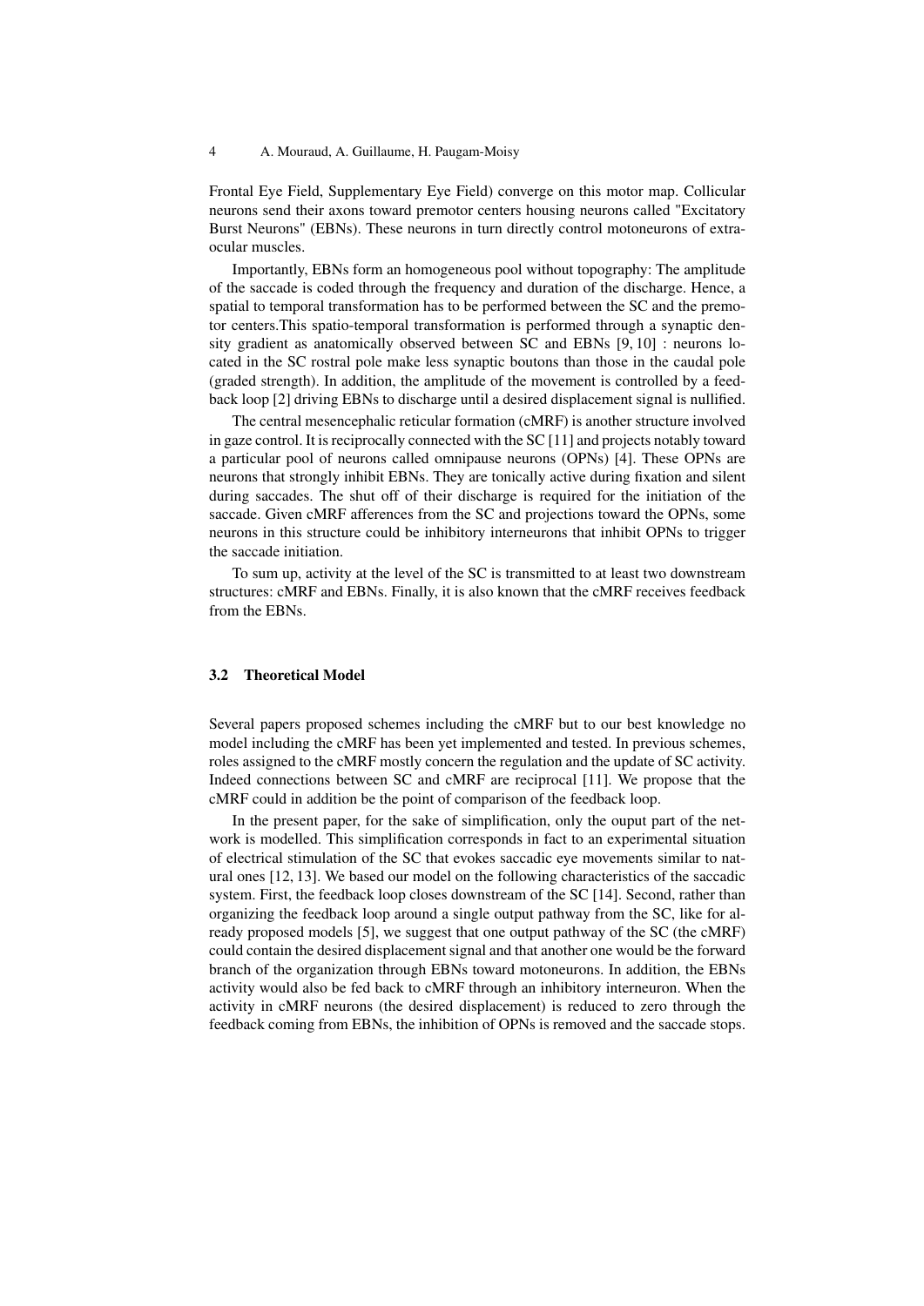Frontal Eye Field, Supplementary Eye Field) converge on this motor map. Collicular neurons send their axons toward premotor centers housing neurons called "Excitatory Burst Neurons" (EBNs). These neurons in turn directly control motoneurons of extra-ocular muscles.

Importantly, EBNs form an homogeneous pool without topography: The amplitude of the saccade is coded through the frequency and duration of the discharge. Hence, a spatial to temporal transformation has to be performed between the SC and the premotor centers.This spatio-temporal transformation is performed through a synaptic density gradient as anatomically observed between SC and EBNs [9, 10] : neurons located in the SC rostral pole make less synaptic boutons than those in the caudal pole (graded strength). In addition, the amplitude of the movement is controlled by a feedback loop [2] driving EBNs to discharge until a desired displacement signal is nullified.

The central mesencephalic reticular formation (cMRF) is another structure involved in gaze control. It is reciprocally connected with the SC [11] and projects notably toward a particular pool of neurons called omnipause neurons (OPNs) [4]. These OPNs are neurons that strongly inhibit EBNs. They are tonically active during fixation and silent during saccades. The shut off of their discharge is required for the initiation of the saccade. Given cMRF afferences from the SC and projections toward the OPNs, some neurons in this structure could be inhibitory interneurons that inhibit OPNs to trigger the saccade initiation.

To sum up, activity at the level of the SC is transmitted to at least two downstream structures: cMRF and EBNs. Finally, it is also known that the cMRF receives feedback from the EBNs.

### 3.2 Theoretical Model

Several papers proposed schemes including the cMRF but to our best knowledge no model including the cMRF has been yet implemented and tested. In previous schemes, roles assigned to the cMRF mostly concern the regulation and the update of SC activity. Indeed connections between SC and cMRF are reciprocal [11]. We propose that the cMRF could in addition be the point of comparison of the feedback loop.

In the present paper, for the sake of simplification, only the ouput part of the network is modelled. This simplification corresponds in fact to an experimental situation of electrical stimulation of the SC that evokes saccadic eye movements similar to natural ones [12, 13]. We based our model on the following characteristics of the saccadic system. First, the feedback loop closes downstream of the SC [14]. Second, rather than organizing the feedback loop around a single output pathway from the SC, like for already proposed models [5], we suggest that one output pathway of the SC (the cMRF) could contain the desired displacement signal and that another one would be the forward branch of the organization through EBNs toward motoneurons. In addition, the EBNs activity would also be fed back to cMRF through an inhibitory interneuron. When the activity in cMRF neurons (the desired displacement) is reduced to zero through the feedback coming from EBNs, the inhibition of OPNs is removed and the saccade stops.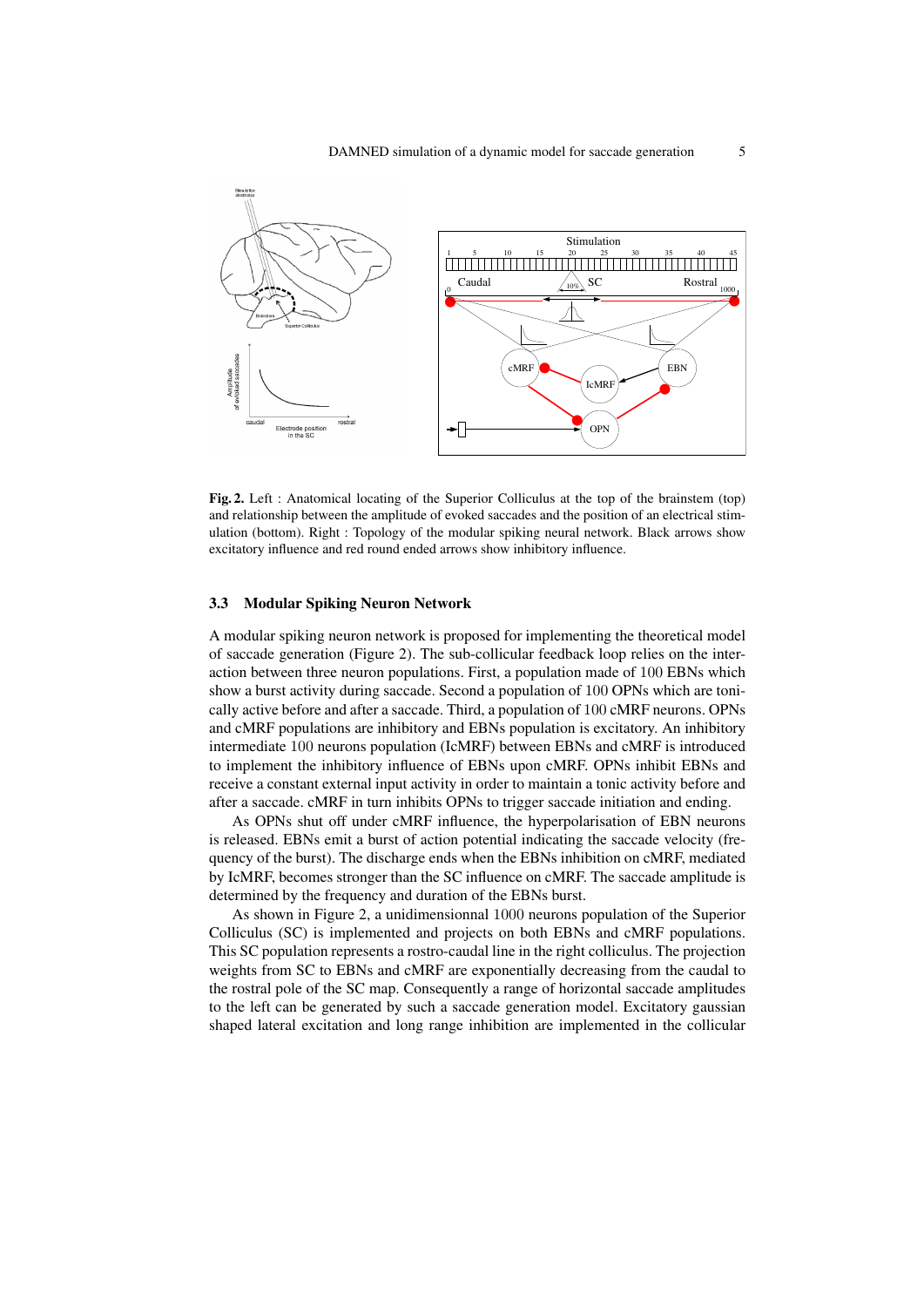**Fig. 2.** Left : Anatomical locating of the Superior Colliculus at the top of the brainstem (top) and relationship between the amplitude of evoked saccades and the position of an electrical stimulation (bottom). Right : Topology of the modular spiking neural network. Black arrows show excitatory influence and red round ended arrows show inhibitory influence.

### 3.3 Modular Spiking Neuron Network

A modular spiking neuron network is proposed for implementing the theoretical model of saccade generation (Figure 2). The sub-collicular feedback loop relies on the interaction between three neuron populations. First, a population made of 100 EBNs which show a burst activity during saccade. Second a population of 100 OPNs which are tonically active before and after a saccade. Third, a population of 100 cMRF neurons. OPNs and cMRF populations are inhibitory and EBNs population is excitatory. An inhibitory intermediate 100 neurons population (IcMRF) between EBNs and cMRF is introduced to implement the inhibitory influence of EBNs upon cMRF. OPNs inhibit EBNs and receive a constant external input activity in order to maintain a tonic activity before and after a saccade. cMRF in turn inhibits OPNs to trigger saccade initiation and ending.

As OPNs shut off under cMRF influence, the hyperpolarisation of EBN neurons is released. EBNs emit a burst of action potential indicating the saccade velocity (frequency of the burst). The discharge ends when the EBNs inhibition on cMRF, mediated by IcMRF, becomes stronger than the SC influence on cMRF. The saccade amplitude is determined by the frequency and duration of the EBNs burst.

As shown in Figure 2, a unidimensionnal 1000 neurons population of the Superior Colliculus (SC) is implemented and projects on both EBNs and cMRF populations. This SC population represents a rostro-caudal line in the right colliculus. The projection weights from SC to EBNs and cMRF are exponentially decreasing from the caudal to the rostral pole of the SC map. Consequently a range of horizontal saccade amplitudes to the left can be generated by such a saccade generation model. Excitatory gaussian shaped lateral excitation and long range inhibition are implemented in the collicular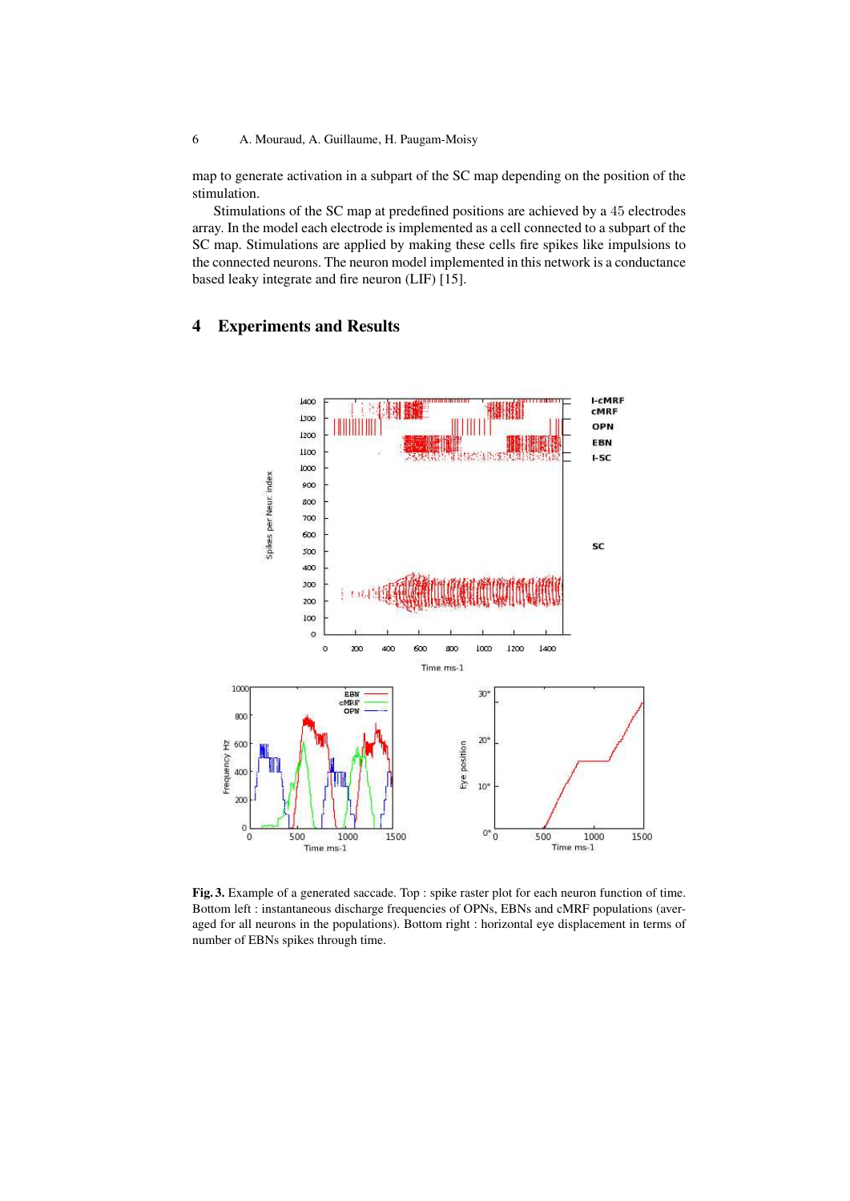map to generate activation in a subpart of the SC map depending on the position of the stimulation.

Stimulations of the SC map at predefined positions are achieved by a 45 electrodes array. In the model each electrode is implemented as a cell connected to a subpart of the SC map. Stimulations are applied by making these cells fire spikes like impulsions to the connected neurons. The neuron model implemented in this network is a conductance based leaky integrate and fire neuron (LIF) [15].

## 4 Experiments and Results

**Fig. 3.** Example of a generated saccade. Top : spike raster plot for each neuron function of time. Bottom left : instantaneous discharge frequencies of OPNs, EBNs and cMRF populations (averaged for all neurons in the populations). Bottom right : horizontal eye displacement in terms of number of EBNs spikes through time.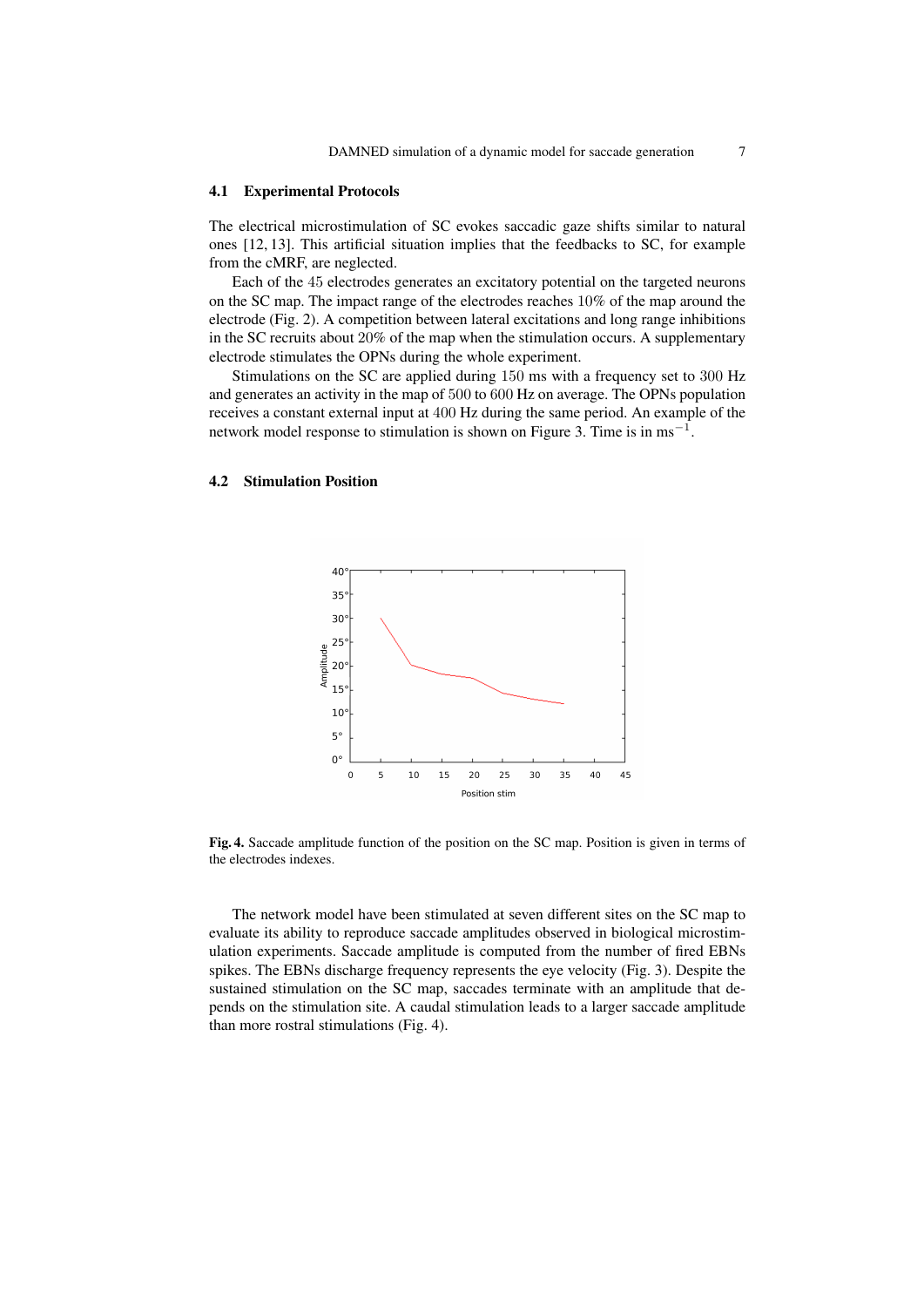### 4.1 Experimental Protocols

The electrical microstimulation of SC evokes saccadic gaze shifts similar to natural ones [12, 13]. This artificial situation implies that the feedbacks to SC, for example from the cMRF, are neglected.

Each of the 45 electrodes generates an excitatory potential on the targeted neurons on the SC map. The impact range of the electrodes reaches 10% of the map around the electrode (Fig. 2). A competition between lateral excitations and long range inhibitions in the SC recruits about 20% of the map when the stimulation occurs. A supplementary electrode stimulates the OPNs during the whole experiment.

Stimulations on the SC are applied during 150 ms with a frequency set to 300 Hz and generates an activity in the map of 500 to 600 Hz on average. The OPNs population receives a constant external input at 400 Hz during the same period. An example of the network model response to stimulation is shown on Figure 3. Time is in $\mathrm{ms}^{-1}$.

### 4.2 Stimulation Position

**Fig. 4.** Saccade amplitude function of the position on the SC map. Position is given in terms of the electrodes indexes.

The network model have been stimulated at seven different sites on the SC map to evaluate its ability to reproduce saccade amplitudes observed in biological microstimulation experiments. Saccade amplitude is computed from the number of fired EBNs spikes. The EBNs discharge frequency represents the eye velocity (Fig. 3). Despite the sustained stimulation on the SC map, saccades terminate with an amplitude that depends on the stimulation site. A caudal stimulation leads to a larger saccade amplitude than more rostral stimulations (Fig. 4).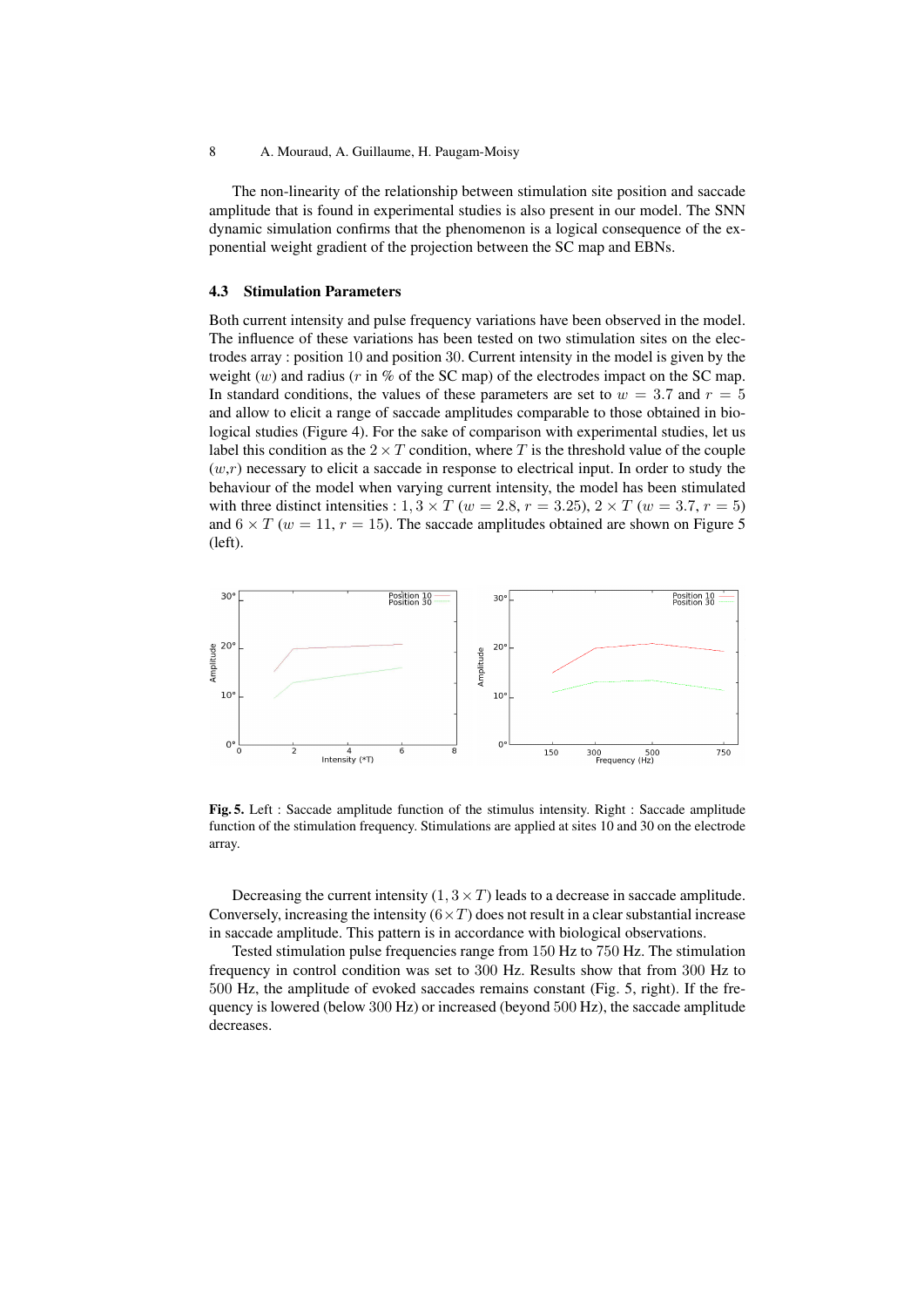The non-linearity of the relationship between stimulation site position and saccade amplitude that is found in experimental studies is also present in our model. The SNN dynamic simulation confirms that the phenomenon is a logical consequence of the exponential weight gradient of the projection between the SC map and EBNs.

### 4.3 Stimulation Parameters

Both current intensity and pulse frequency variations have been observed in the model. The influence of these variations has been tested on two stimulation sites on the electrodes array : position 10 and position 30. Current intensity in the model is given by the weight ($w$) and radius ($r$ in % of the SC map) of the electrodes impact on the SC map. In standard conditions, the values of these parameters are set to $w = 3.7$ and $r = 5$ and allow to elicit a range of saccade amplitudes comparable to those obtained in biological studies (Figure 4). For the sake of comparison with experimental studies, let us label this condition as the $2 \times T$ condition, where $T$ is the threshold value of the couple ($w$,$r$) necessary to elicit a saccade in response to electrical input. In order to study the behaviour of the model when varying current intensity, the model has been stimulated with three distinct intensities : $1,3 \times T$ ($w = 2.8$, $r = 3.25$), $2 \times T$ ($w = 3.7$, $r = 5$) and $6 \times T$ ($w = 11$, $r = 15$). The saccade amplitudes obtained are shown on Figure 5 (left).

**Fig. 5.** Left : Saccade amplitude function of the stimulus intensity. Right : Saccade amplitude function of the stimulation frequency. Stimulations are applied at sites 10 and 30 on the electrode array.

Decreasing the current intensity ($1,3 \times T$) leads to a decrease in saccade amplitude. Conversely, increasing the intensity ($6 \times T$) does not result in a clear substantial increase in saccade amplitude. This pattern is in accordance with biological observations.

Tested stimulation pulse frequencies range from 150 Hz to 750 Hz. The stimulation frequency in control condition was set to 300 Hz. Results show that from 300 Hz to 500 Hz, the amplitude of evoked saccades remains constant (Fig. 5, right). If the frequency is lowered (below 300 Hz) or increased (beyond 500 Hz), the saccade amplitude decreases.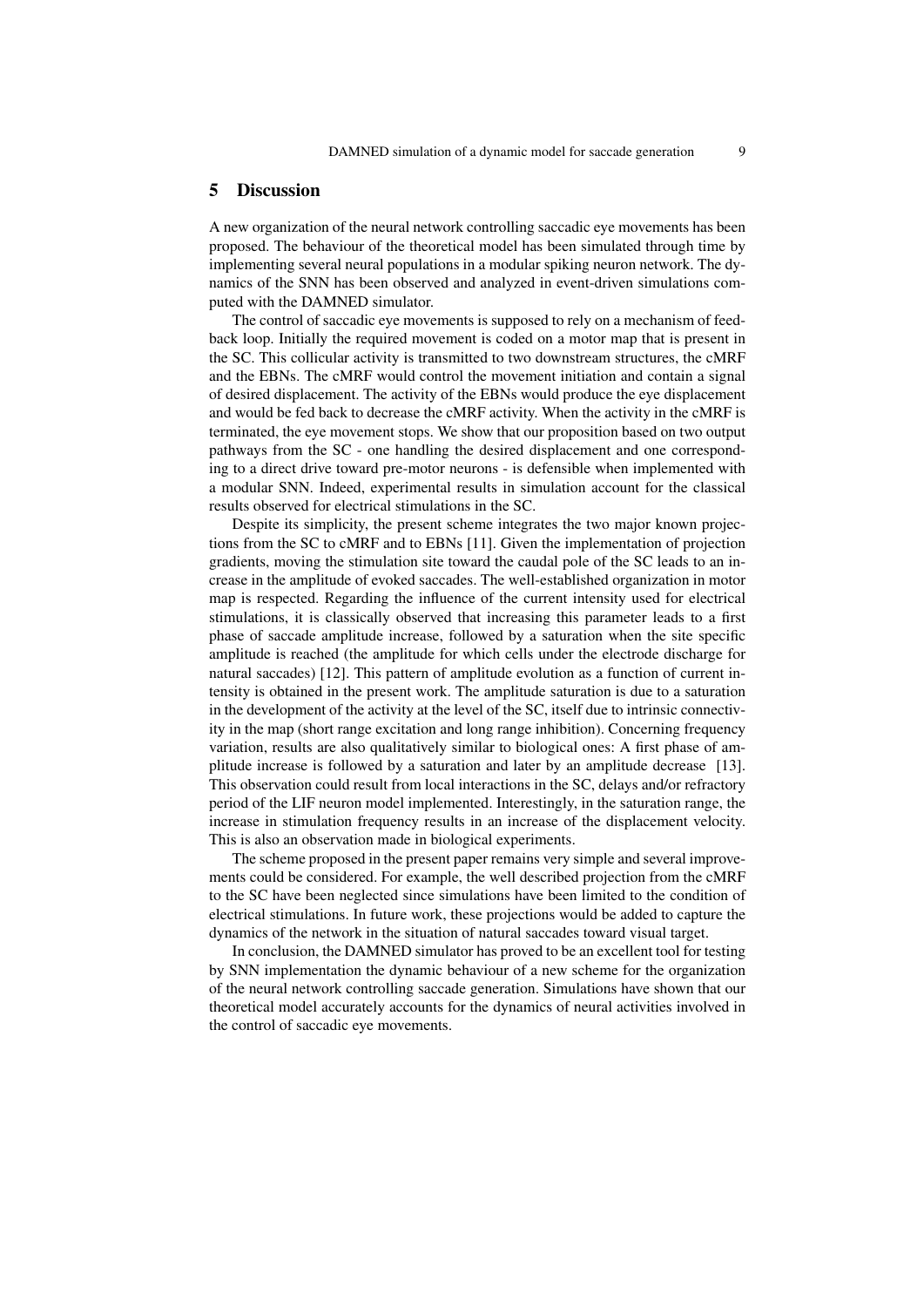## 5 Discussion

A new organization of the neural network controlling saccadic eye movements has been proposed. The behaviour of the theoretical model has been simulated through time by implementing several neural populations in a modular spiking neuron network. The dynamics of the SNN has been observed and analyzed in event-driven simulations computed with the DAMNED simulator.

The control of saccadic eye movements is supposed to rely on a mechanism of feedback loop. Initially the required movement is coded on a motor map that is present in the SC. This collicular activity is transmitted to two downstream structures, the cMRF and the EBNs. The cMRF would control the movement initiation and contain a signal of desired displacement. The activity of the EBNs would produce the eye displacement and would be fed back to decrease the cMRF activity. When the activity in the cMRF is terminated, the eye movement stops. We show that our proposition based on two output pathways from the SC - one handling the desired displacement and one corresponding to a direct drive toward pre-motor neurons - is defensible when implemented with a modular SNN. Indeed, experimental results in simulation account for the classical results observed for electrical stimulations in the SC.

Despite its simplicity, the present scheme integrates the two major known projections from the SC to cMRF and to EBNs [11]. Given the implementation of projection gradients, moving the stimulation site toward the caudal pole of the SC leads to an increase in the amplitude of evoked saccades. The well-established organization in motor map is respected. Regarding the influence of the current intensity used for electrical stimulations, it is classically observed that increasing this parameter leads to a first phase of saccade amplitude increase, followed by a saturation when the site specific amplitude is reached (the amplitude for which cells under the electrode discharge for natural saccades) [12]. This pattern of amplitude evolution as a function of current intensity is obtained in the present work. The amplitude saturation is due to a saturation in the development of the activity at the level of the SC, itself due to intrinsic connectivity in the map (short range excitation and long range inhibition). Concerning frequency variation, results are also qualitatively similar to biological ones: A first phase of amplitude increase is followed by a saturation and later by an amplitude decrease [13]. This observation could result from local interactions in the SC, delays and/or refractory period of the LIF neuron model implemented. Interestingly, in the saturation range, the increase in stimulation frequency results in an increase of the displacement velocity. This is also an observation made in biological experiments.

The scheme proposed in the present paper remains very simple and several improvements could be considered. For example, the well described projection from the cMRF to the SC have been neglected since simulations have been limited to the condition of electrical stimulations. In future work, these projections would be added to capture the dynamics of the network in the situation of natural saccades toward visual target.

In conclusion, the DAMNED simulator has proved to be an excellent tool for testing by SNN implementation the dynamic behaviour of a new scheme for the organization of the neural network controlling saccade generation. Simulations have shown that our theoretical model accurately accounts for the dynamics of neural activities involved in the control of saccadic eye movements.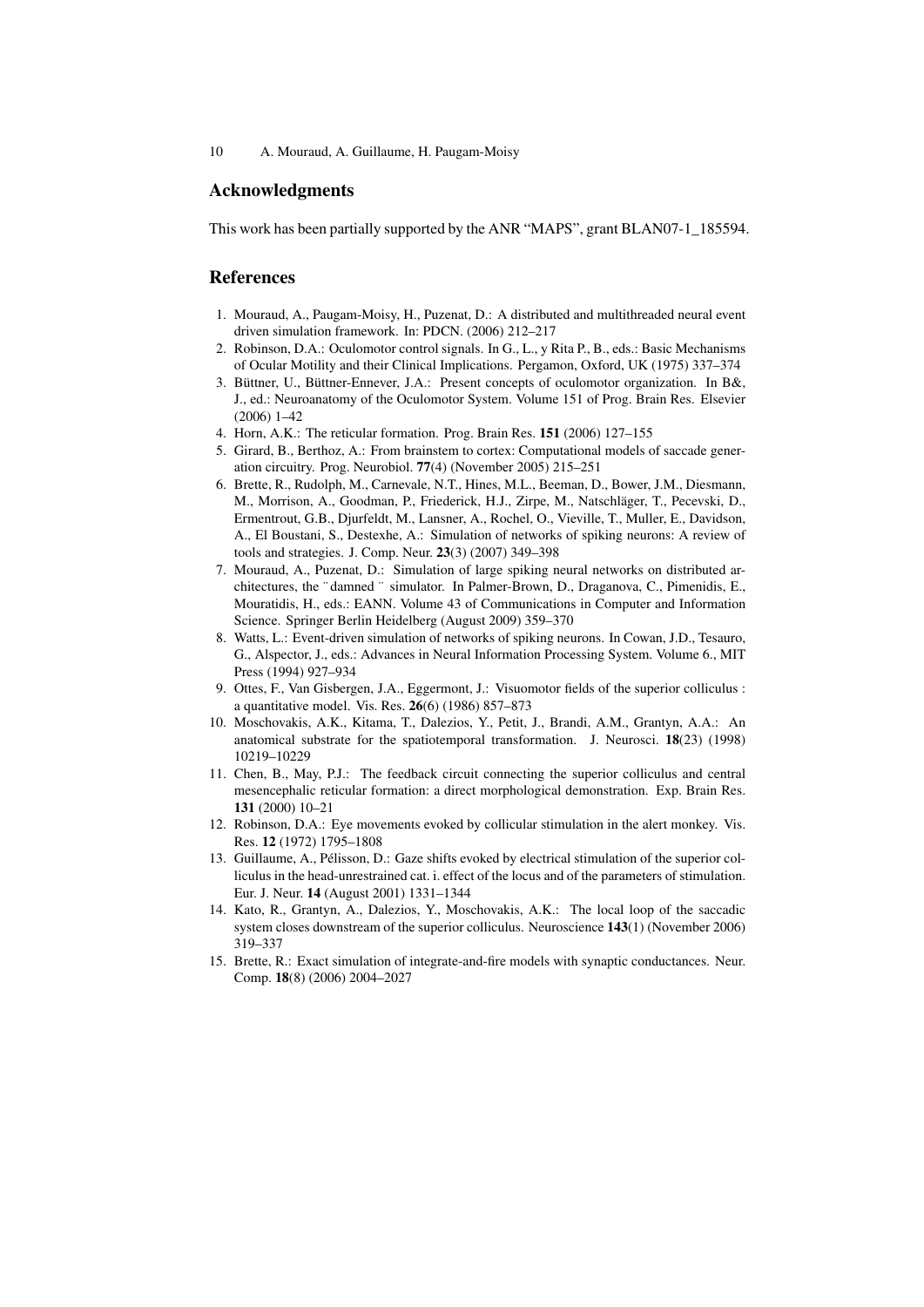## Acknowledgments

This work has been partially supported by the ANR "MAPS", grant BLAN07-1_185594.

## References

1. Mouraud, A., Paugam-Moisy, H., Puzenat, D.: A distributed and multithreaded neural event driven simulation framework. In: PDCN. (2006) 212–217
2. Robinson, D.A.: Oculomotor control signals. In G., L., y Rita P., B., eds.: Basic Mechanisms of Ocular Motility and their Clinical Implications. Pergamon, Oxford, UK (1975) 337–374
3. Büttner, U., Büttner-Ennever, J.A.: Present concepts of oculomotor organization. In B&, J., ed.: Neuroanatomy of the Oculomotor System. Volume 151 of Prog. Brain Res. Elsevier (2006) 1–42
4. Horn, A.K.: The reticular formation. Prog. Brain Res. **151** (2006) 127–155
5. Girard, B., Berthoz, A.: From brainstem to cortex: Computational models of saccade generation circuitry. Prog. Neurobiol. **77**(4) (November 2005) 215–251
6. Brette, R., Rudolph, M., Carnevale, N.T., Hines, M.L., Beeman, D., Bower, J.M., Diesmann, M., Morrison, A., Goodman, P., Friederick, H.J., Zirpe, M., Natschläger, T., Pecevski, D., Ermentrout, G.B., Djurfeldt, M., Lansner, A., Rochel, O., Vieville, T., Muller, E., Davidson, A., El Boustani, S., Destexhe, A.: Simulation of networks of spiking neurons: A review of tools and strategies. J. Comp. Neur. **23**(3) (2007) 349–398
7. Mouraud, A., Puzenat, D.: Simulation of large spiking neural networks on distributed architectures, the ¨damned ¨ simulator. In Palmer-Brown, D., Draganova, C., Pimenidis, E., Mouratidis, H., eds.: EANN. Volume 43 of Communications in Computer and Information Science. Springer Berlin Heidelberg (August 2009) 359–370
8. Watts, L.: Event-driven simulation of networks of spiking neurons. In Cowan, J.D., Tesauro, G., Alspector, J., eds.: Advances in Neural Information Processing System. Volume 6., MIT Press (1994) 927–934
9. Ottes, F., Van Gisbergen, J.A., Eggermont, J.: Visuomotor fields of the superior colliculus : a quantitative model. Vis. Res. **26**(6) (1986) 857–873
10. Moschovakis, A.K., Kitama, T., Dalezios, Y., Petit, J., Brandi, A.M., Grantyn, A.A.: An anatomical substrate for the spatiotemporal transformation. J. Neurosci. **18**(23) (1998) 10219–10229
11. Chen, B., May, P.J.: The feedback circuit connecting the superior colliculus and central mesencephalic reticular formation: a direct morphological demonstration. Exp. Brain Res. **131** (2000) 10–21
12. Robinson, D.A.: Eye movements evoked by collicular stimulation in the alert monkey. Vis. Res. **12** (1972) 1795–1808
13. Guillaume, A., Pélisson, D.: Gaze shifts evoked by electrical stimulation of the superior colliculus in the head-unrestrained cat. i. effect of the locus and of the parameters of stimulation. Eur. J. Neur. **14** (August 2001) 1331–1344
14. Kato, R., Grantyn, A., Dalezios, Y., Moschovakis, A.K.: The local loop of the saccadic system closes downstream of the superior colliculus. Neuroscience **143**(1) (November 2006) 319–337
15. Brette, R.: Exact simulation of integrate-and-fire models with synaptic conductances. Neur. Comp. **18**(8) (2006) 2004–2027